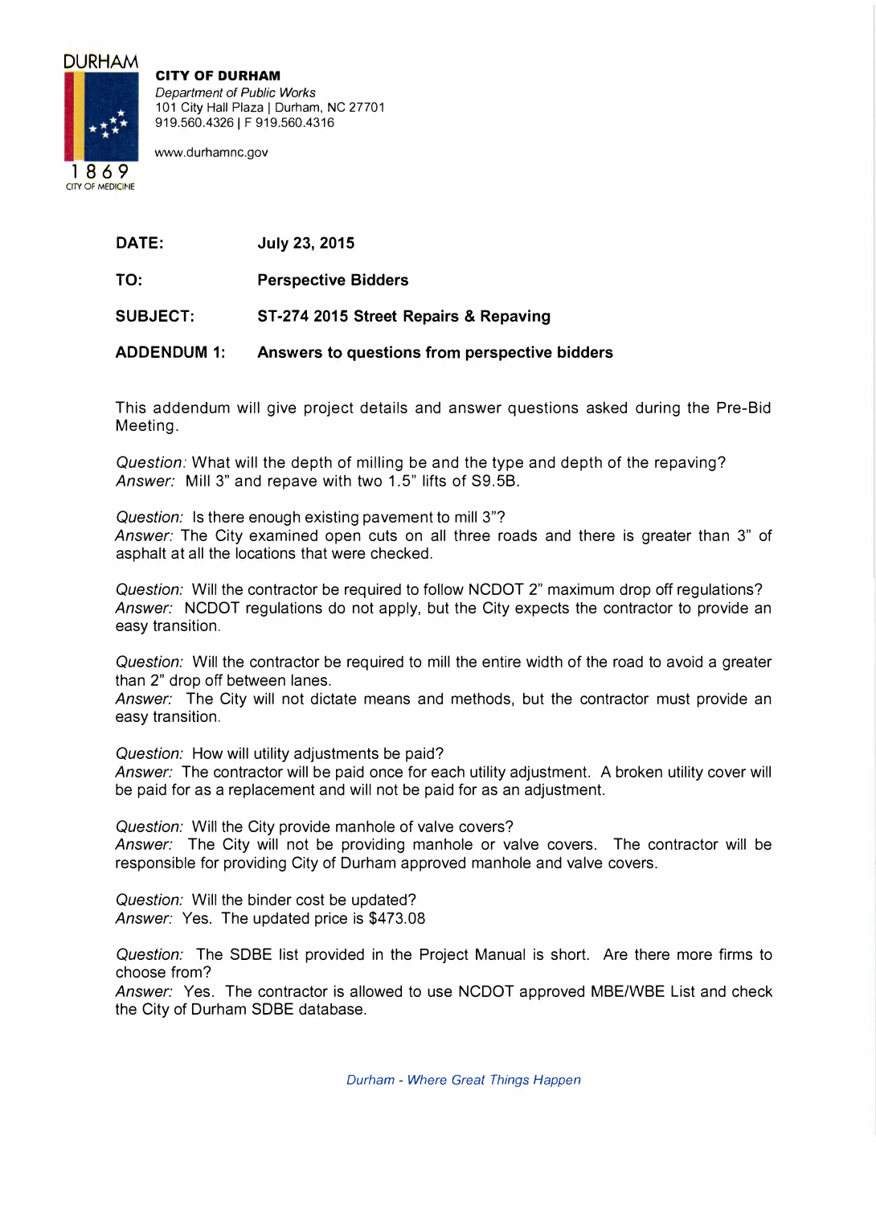DURHAM

1869

CITY OF MEDICINE

**CITY OF DURHAM**
*Department of Public Works*
101 City Hall Plaza | Durham, NC 27701
919.560.4326 | F 919.560.4316

www.durhamnc.gov

**DATE:** **July 23, 2015**

**TO:** **Perspective Bidders**

**SUBJECT:** **ST-274 2015 Street Repairs & Repaving**

**ADDENDUM 1:** **Answers to questions from perspective bidders**

This addendum will give project details and answer questions asked during the Pre-Bid Meeting.

*Question:* What will the depth of milling be and the type and depth of the repaving?
*Answer:* Mill 3" and repave with two 1.5" lifts of S9.5B.

*Question:* Is there enough existing pavement to mill 3"?
*Answer:* The City examined open cuts on all three roads and there is greater than 3" of asphalt at all the locations that were checked.

*Question:* Will the contractor be required to follow NCDOT 2" maximum drop off regulations?
*Answer:* NCDOT regulations do not apply, but the City expects the contractor to provide an easy transition.

*Question:* Will the contractor be required to mill the entire width of the road to avoid a greater than 2" drop off between lanes.
*Answer:* The City will not dictate means and methods, but the contractor must provide an easy transition.

*Question:* How will utility adjustments be paid?
*Answer:* The contractor will be paid once for each utility adjustment. A broken utility cover will be paid for as a replacement and will not be paid for as an adjustment.

*Question:* Will the City provide manhole of valve covers?
*Answer:* The City will not be providing manhole or valve covers. The contractor will be responsible for providing City of Durham approved manhole and valve covers.

*Question:* Will the binder cost be updated?
*Answer:* Yes. The updated price is $473.08

*Question:* The SDBE list provided in the Project Manual is short. Are there more firms to choose from?
*Answer:* Yes. The contractor is allowed to use NCDOT approved MBE/WBE List and check the City of Durham SDBE database.

*Durham - Where Great Things Happen*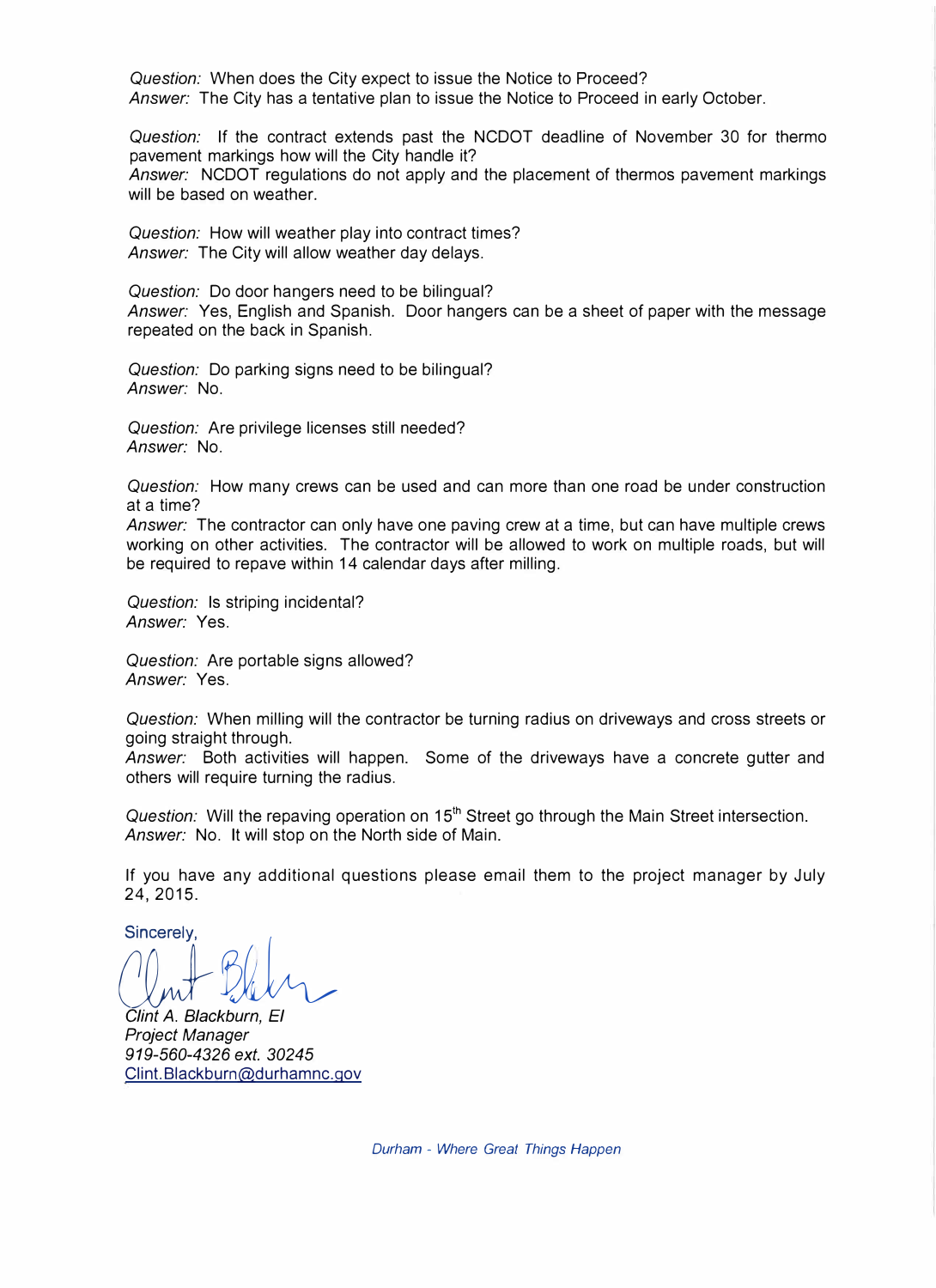*Question:* When does the City expect to issue the Notice to Proceed?
*Answer:* The City has a tentative plan to issue the Notice to Proceed in early October.

*Question:* If the contract extends past the NCDOT deadline of November 30 for thermo pavement markings how will the City handle it?
*Answer:* NCDOT regulations do not apply and the placement of thermos pavement markings will be based on weather.

*Question:* How will weather play into contract times?
*Answer:* The City will allow weather day delays.

*Question:* Do door hangers need to be bilingual?
*Answer:* Yes, English and Spanish. Door hangers can be a sheet of paper with the message repeated on the back in Spanish.

*Question:* Do parking signs need to be bilingual?
*Answer:* No.

*Question:* Are privilege licenses still needed?
*Answer:* No.

*Question:* How many crews can be used and can more than one road be under construction at a time?
*Answer:* The contractor can only have one paving crew at a time, but can have multiple crews working on other activities. The contractor will be allowed to work on multiple roads, but will be required to repave within 14 calendar days after milling.

*Question:* Is striping incidental?
*Answer:* Yes.

*Question:* Are portable signs allowed?
*Answer:* Yes.

*Question:* When milling will the contractor be turning radius on driveways and cross streets or going straight through.
*Answer:* Both activities will happen. Some of the driveways have a concrete gutter and others will require turning the radius.

*Question:* Will the repaving operation on 15th Street go through the Main Street intersection.
*Answer:* No. It will stop on the North side of Main.

If you have any additional questions please email them to the project manager by July 24, 2015.

Sincerely,

*Clint A. Blackburn, EI*
*Project Manager*
*919-560-4326 ext. 30245*
Clint.Blackburn@durhamnc.gov

*Durham - Where Great Things Happen*